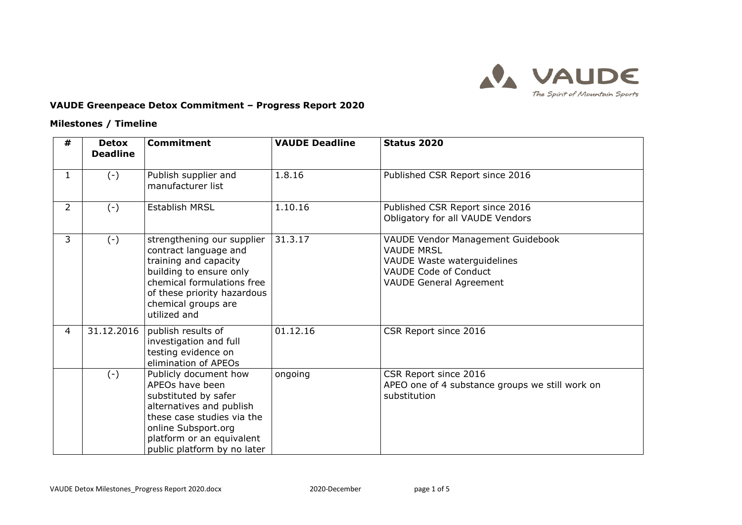**VAUDE Greenpeace Detox Commitment – Progress Report 2020**

**Milestones / Timeline**

| # | Detox Deadline | Commitment | VAUDE Deadline | Status 2020 |
|---|---|---|---|---|
| 1 | (-) | Publish supplier and manufacturer list | 1.8.16 | Published CSR Report since 2016 |
| 2 | (-) | Establish MRSL | 1.10.16 | Published CSR Report since 2016<br>Obligatory for all VAUDE Vendors |
| 3 | (-) | strengthening our supplier contract language and training and capacity building to ensure only chemical formulations free of these priority hazardous chemical groups are utilized and | 31.3.17 | VAUDE Vendor Management Guidebook<br>VAUDE MRSL<br>VAUDE Waste waterguidelines<br>VAUDE Code of Conduct<br>VAUDE General Agreement |
| 4 | 31.12.2016 | publish results of investigation and full testing evidence on elimination of APEOs | 01.12.16 | CSR Report since 2016 |
| | (-) | Publicly document how APEOs have been substituted by safer alternatives and publish these case studies via the online Subsport.org platform or an equivalent public platform by no later | ongoing | CSR Report since 2016<br>APEO one of 4 substance groups we still work on substitution |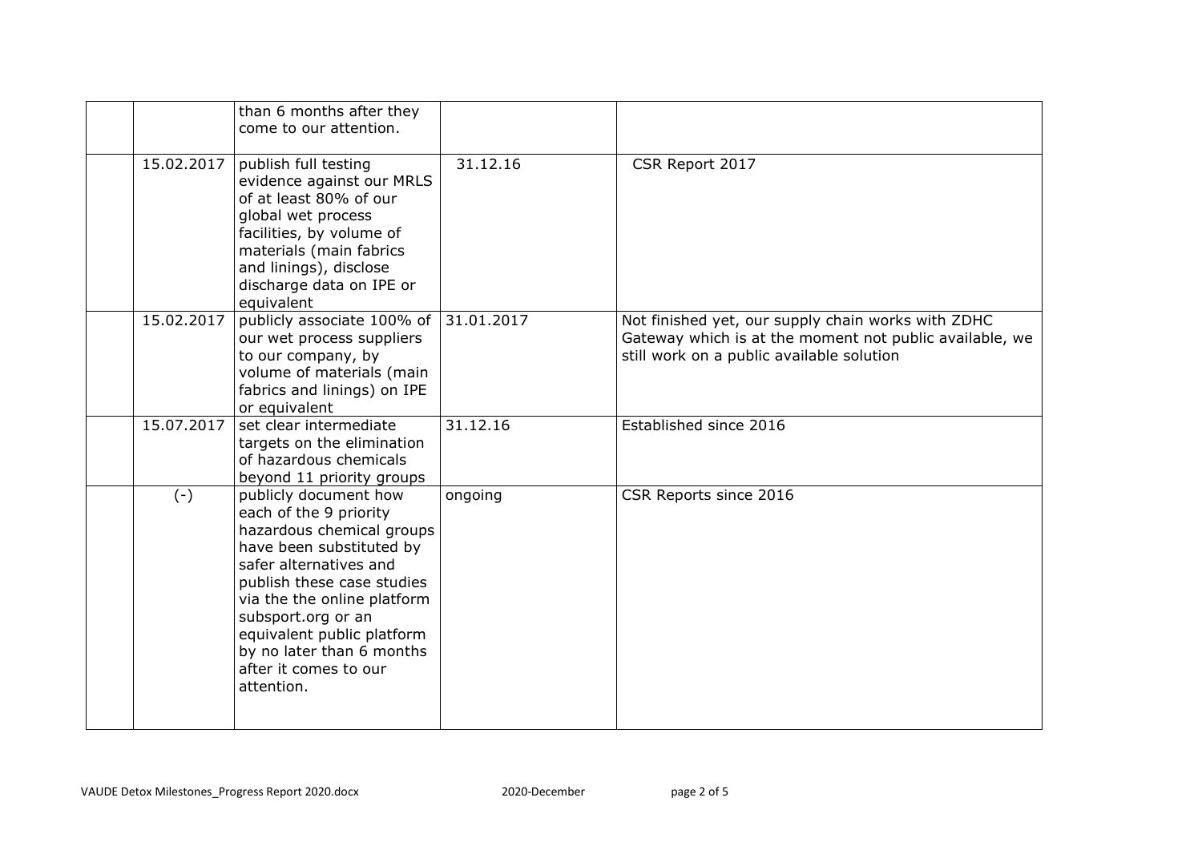| | | | | |
|---|---|---|---|---|
| | | than 6 months after they come to our attention. | | |
| | 15.02.2017 | publish full testing evidence against our MRLS of at least 80% of our global wet process facilities, by volume of materials (main fabrics and linings), disclose discharge data on IPE or equivalent | 31.12.16 | CSR Report 2017 |
| | 15.02.2017 | publicly associate 100% of our wet process suppliers to our company, by volume of materials (main fabrics and linings) on IPE or equivalent | 31.01.2017 | Not finished yet, our supply chain works with ZDHC Gateway which is at the moment not public available, we still work on a public available solution |
| | 15.07.2017 | set clear intermediate targets on the elimination of hazardous chemicals beyond 11 priority groups | 31.12.16 | Established since 2016 |
| | (-) | publicly document how each of the 9 priority hazardous chemical groups have been substituted by safer alternatives and publish these case studies via the the online platform subsport.org or an equivalent public platform by no later than 6 months after it comes to our attention. | ongoing | CSR Reports since 2016 |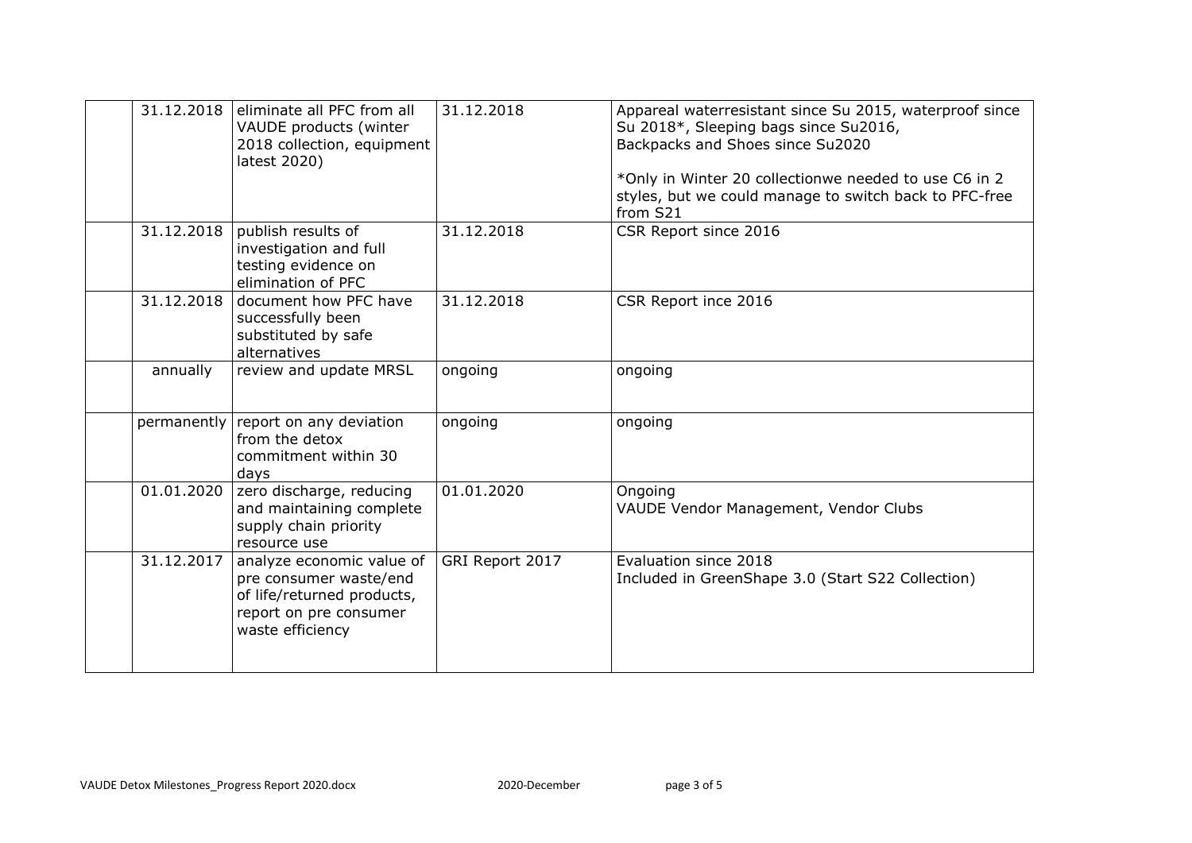| | | | | |
|---|---|---|---|---|
| | 31.12.2018 | eliminate all PFC from all VAUDE products (winter 2018 collection, equipment latest 2020) | 31.12.2018 | Appareal waterresistant since Su 2015, waterproof since Su 2018*, Sleeping bags since Su2016, Backpacks and Shoes since Su2020<br><br>*Only in Winter 20 collectionwe needed to use C6 in 2 styles, but we could manage to switch back to PFC-free from S21 |
| | 31.12.2018 | publish results of investigation and full testing evidence on elimination of PFC | 31.12.2018 | CSR Report since 2016 |
| | 31.12.2018 | document how PFC have successfully been substituted by safe alternatives | 31.12.2018 | CSR Report ince 2016 |
| | annually | review and update MRSL | ongoing | ongoing |
| | permanently | report on any deviation from the detox commitment within 30 days | ongoing | ongoing |
| | 01.01.2020 | zero discharge, reducing and maintaining complete supply chain priority resource use | 01.01.2020 | Ongoing<br>VAUDE Vendor Management, Vendor Clubs |
| | 31.12.2017 | analyze economic value of pre consumer waste/end of life/returned products, report on pre consumer waste efficiency | GRI Report 2017 | Evaluation since 2018<br>Included in GreenShape 3.0 (Start S22 Collection) |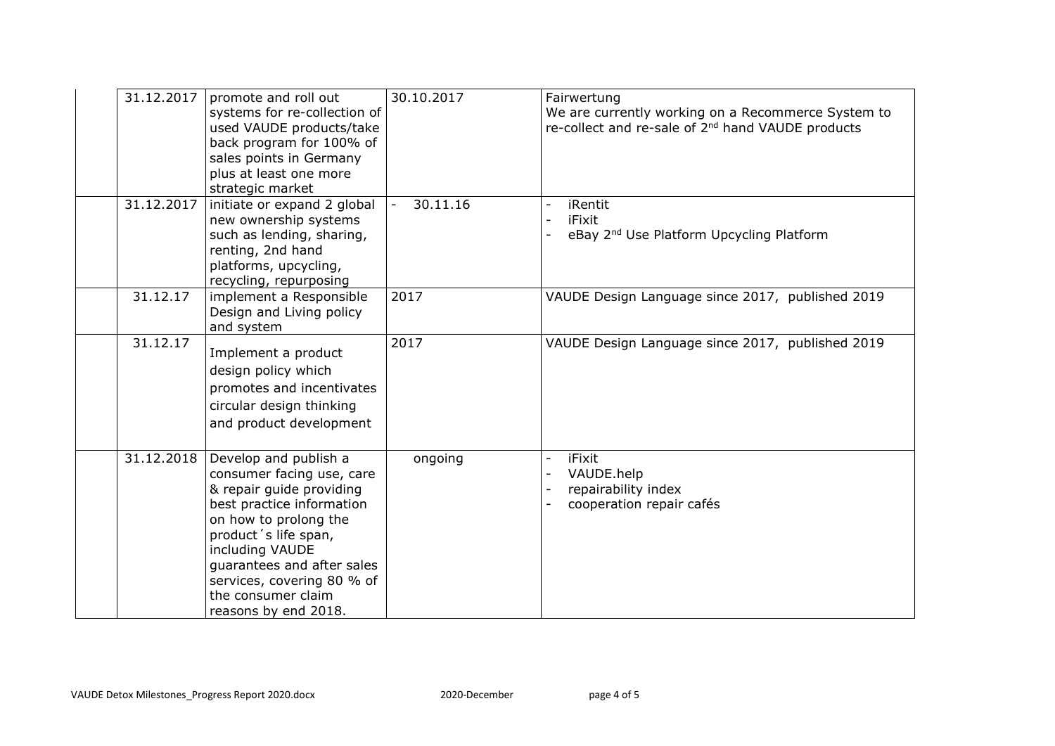| | | | | |
|---|---|---|---|---|
| | 31.12.2017 | promote and roll out systems for re-collection of used VAUDE products/take back program for 100% of sales points in Germany plus at least one more strategic market | 30.10.2017 | Fairwertung<br>We are currently working on a Recommerce System to re-collect and re-sale of 2nd hand VAUDE products |
| | 31.12.2017 | initiate or expand 2 global new ownership systems such as lending, sharing, renting, 2nd hand platforms, upcycling, recycling, repurposing | - 30.11.16 | - iRentit<br>- iFixit<br>- eBay 2nd Use Platform Upcycling Platform |
| | 31.12.17 | implement a Responsible Design and Living policy and system | 2017 | VAUDE Design Language since 2017, published 2019 |
| | 31.12.17 | Implement a product design policy which promotes and incentivates circular design thinking and product development | 2017 | VAUDE Design Language since 2017, published 2019 |
| | 31.12.2018 | Develop and publish a consumer facing use, care & repair guide providing best practice information on how to prolong the product´s life span, including VAUDE guarantees and after sales services, covering 80 % of the consumer claim reasons by end 2018. | ongoing | - iFixit<br>- VAUDE.help<br>- repairability index<br>- cooperation repair cafés |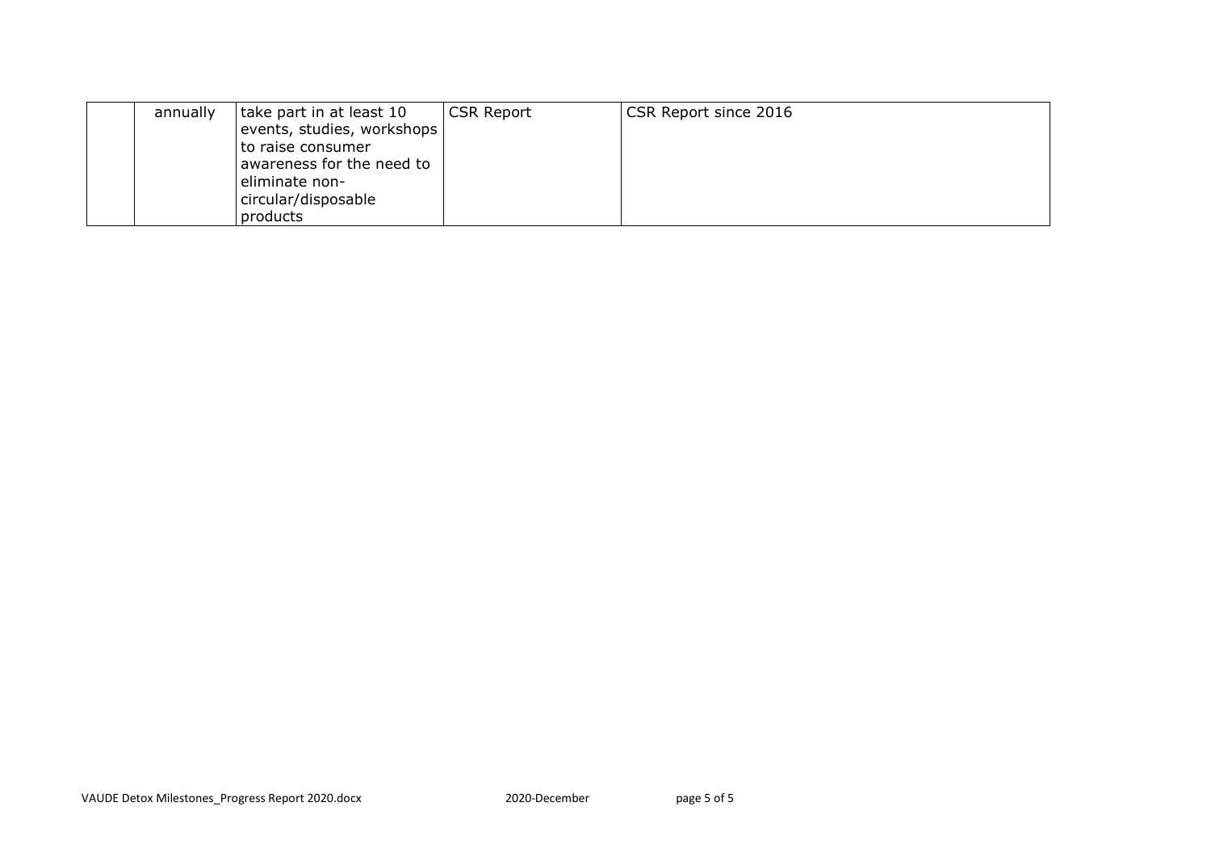| | | | | |
|---|---|---|---|---|
| | annually | take part in at least 10 events, studies, workshops to raise consumer awareness for the need to eliminate non-circular/disposable products | CSR Report | CSR Report since 2016 |